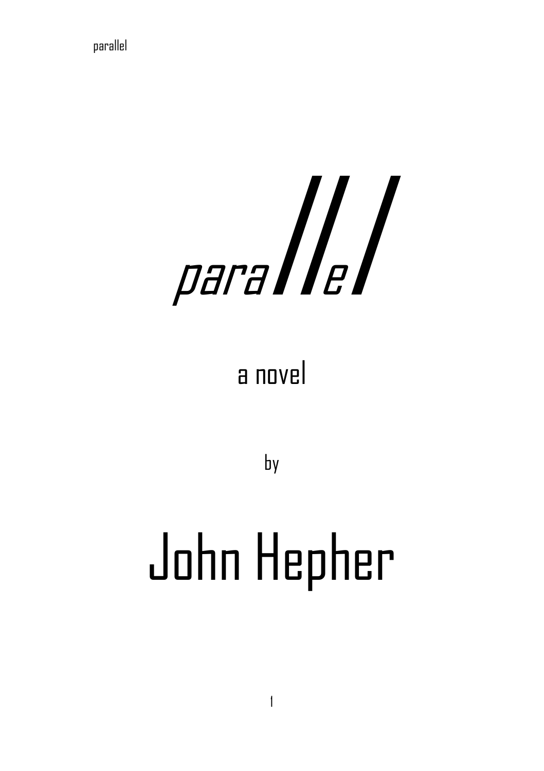# parallel

a novel

by

# John Hepher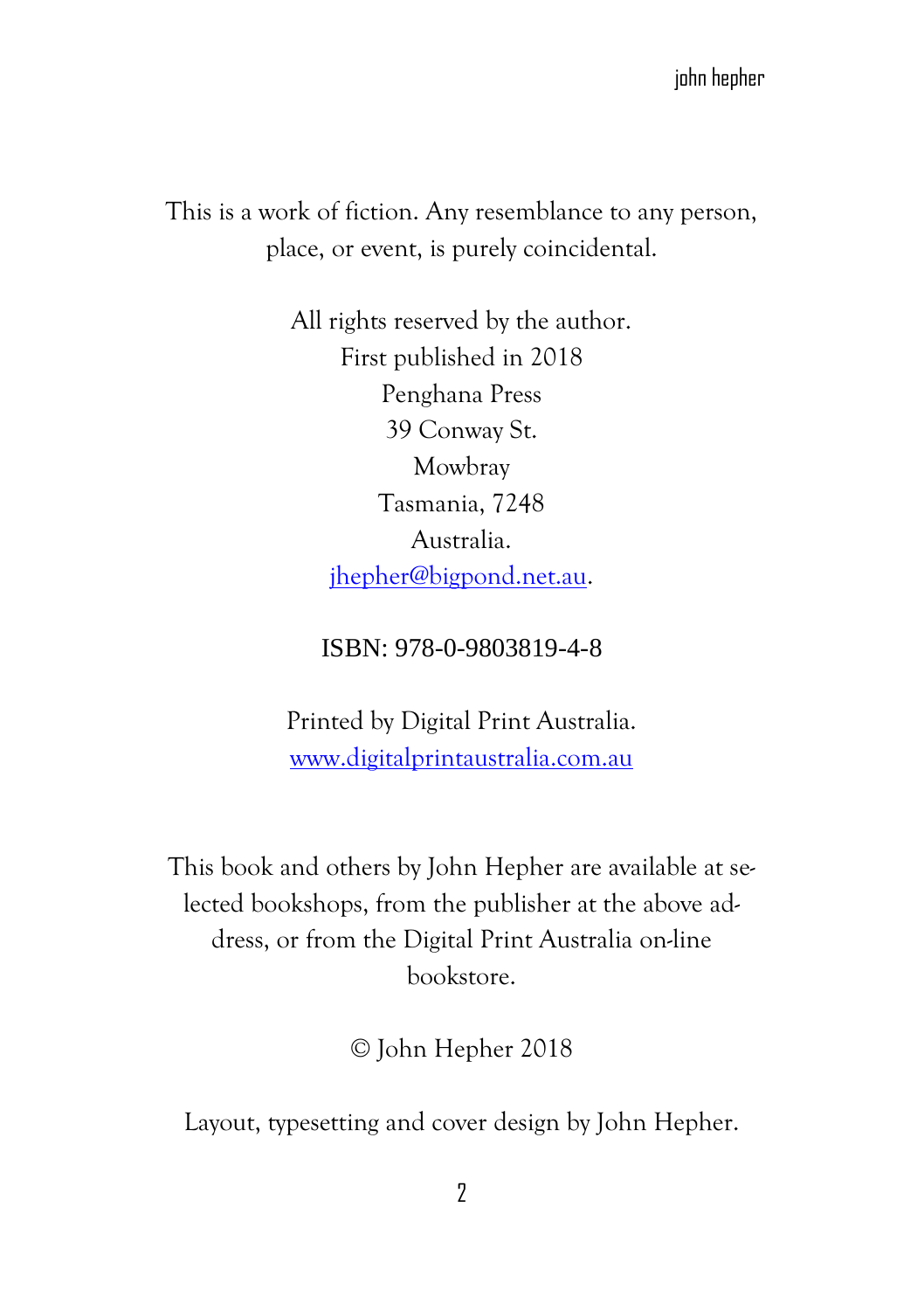This is a work of fiction. Any resemblance to any person, place, or event, is purely coincidental.

All rights reserved by the author.
First published in 2018
Penghana Press
39 Conway St.
Mowbray
Tasmania, 7248
Australia.
jhepher@bigpond.net.au.

ISBN: 978-0-9803819-4-8

Printed by Digital Print Australia.
www.digitalprintaustralia.com.au

This book and others by John Hepher are available at selected bookshops, from the publisher at the above address, or from the Digital Print Australia on-line bookstore.

© John Hepher 2018

Layout, typesetting and cover design by John Hepher.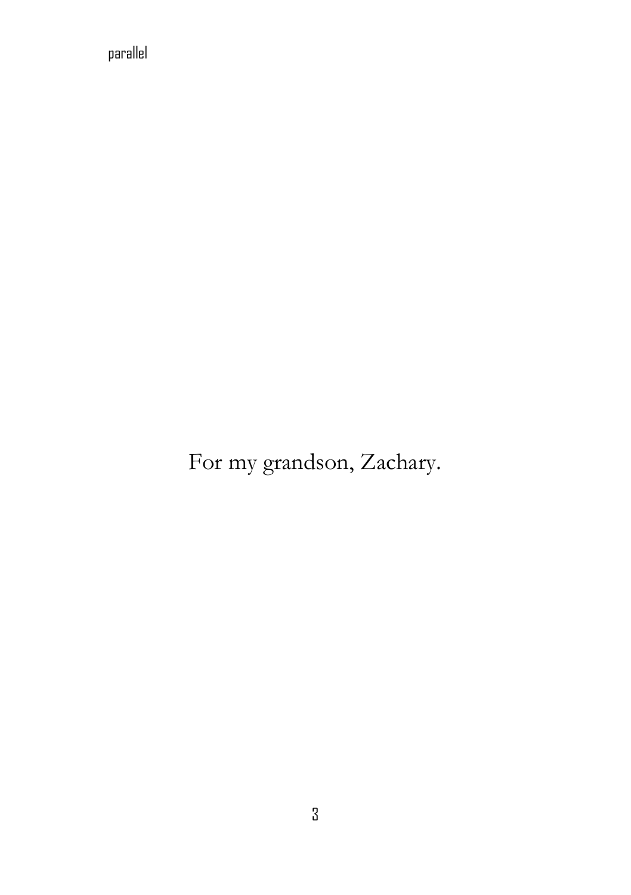For my grandson, Zachary.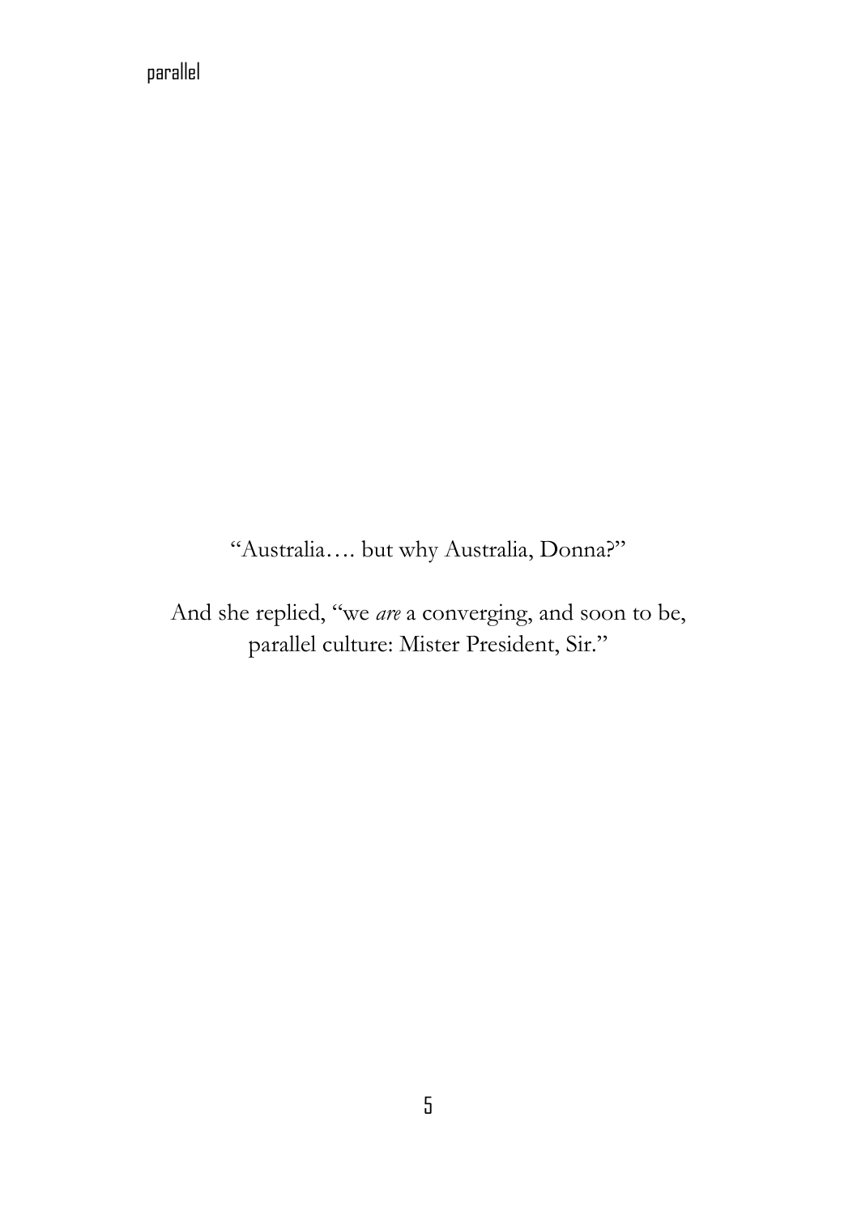"Australia…. but why Australia, Donna?"

And she replied, "we *are* a converging, and soon to be, parallel culture: Mister President, Sir."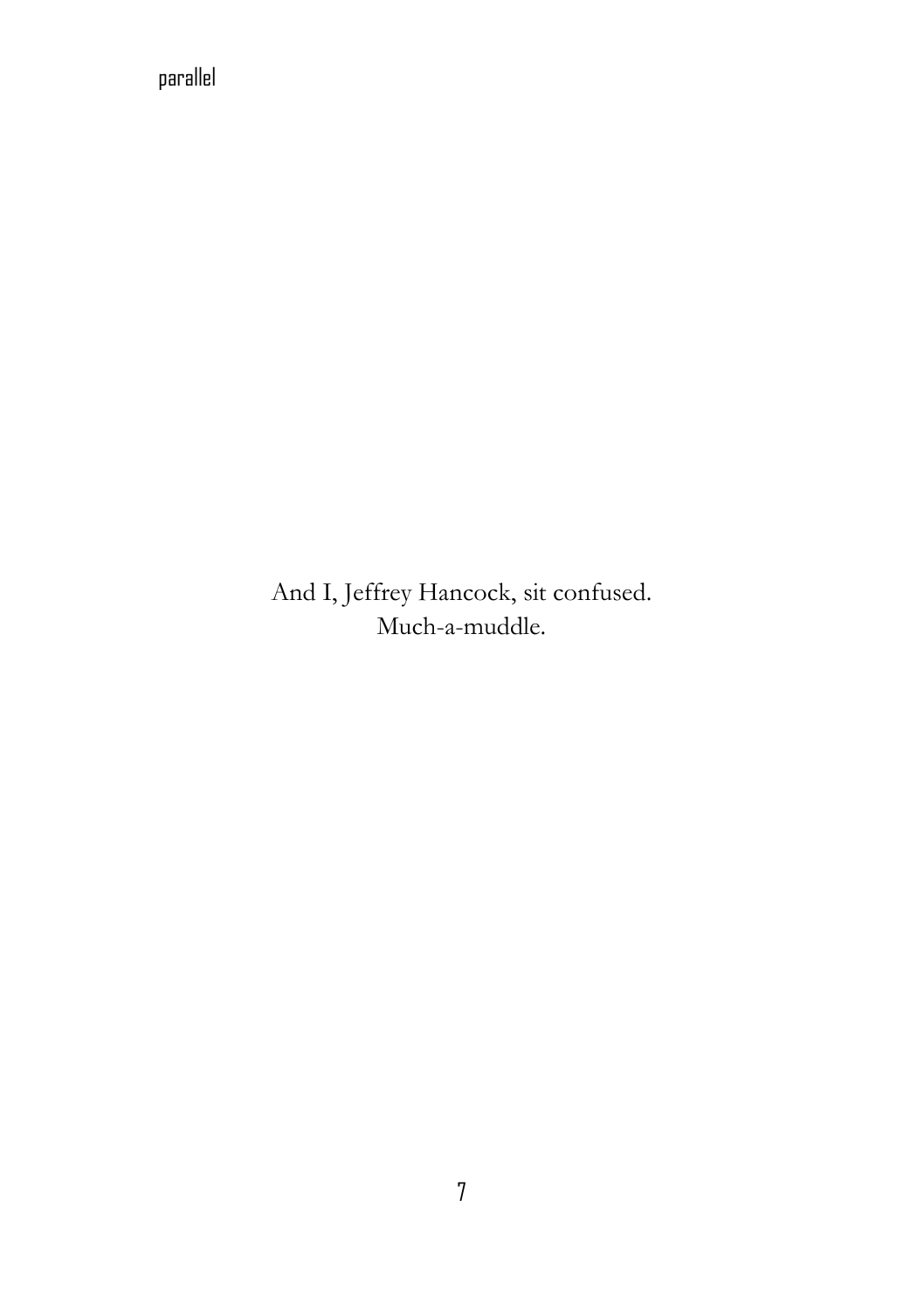And I, Jeffrey Hancock, sit confused.
Much-a-muddle.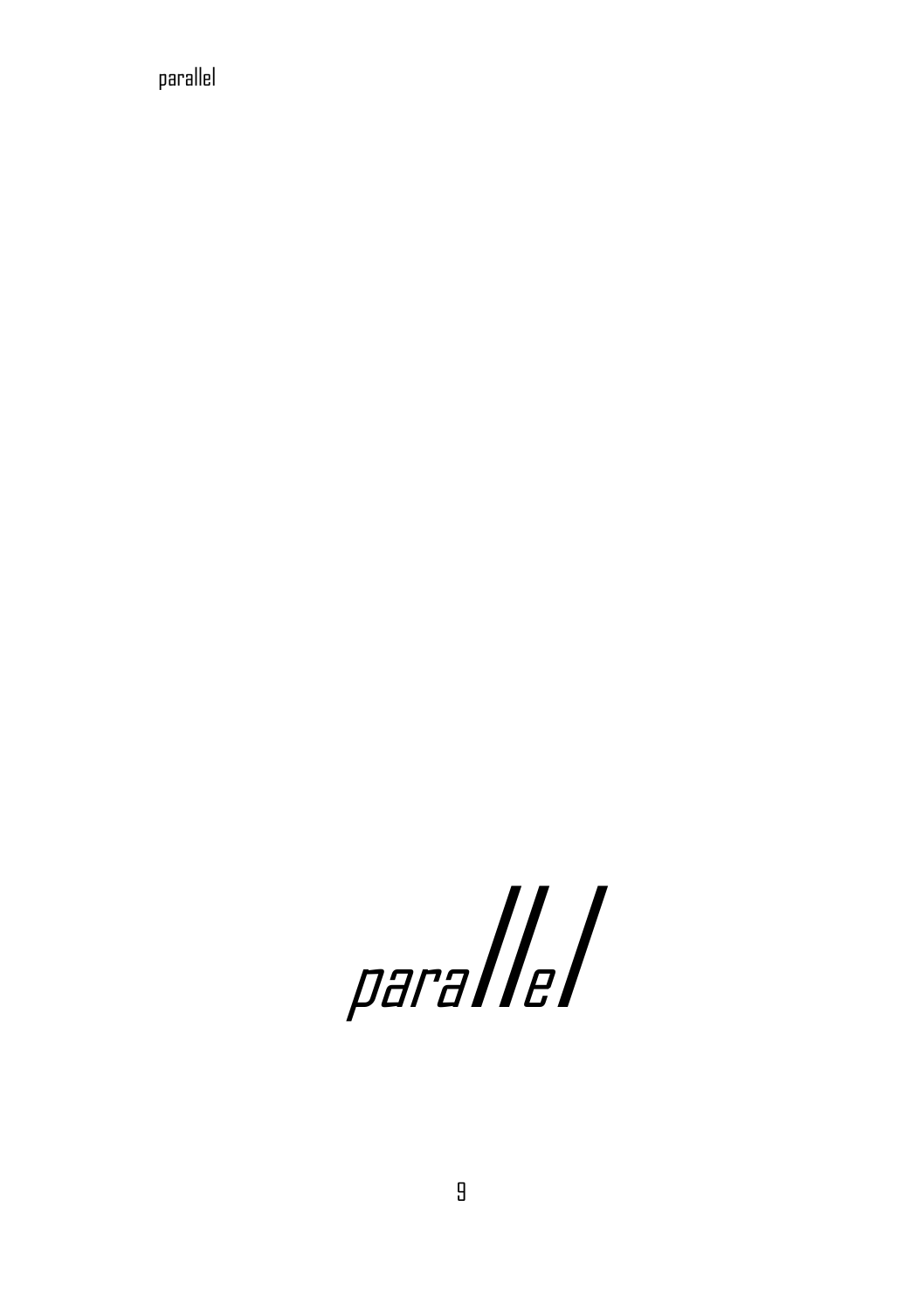# parallel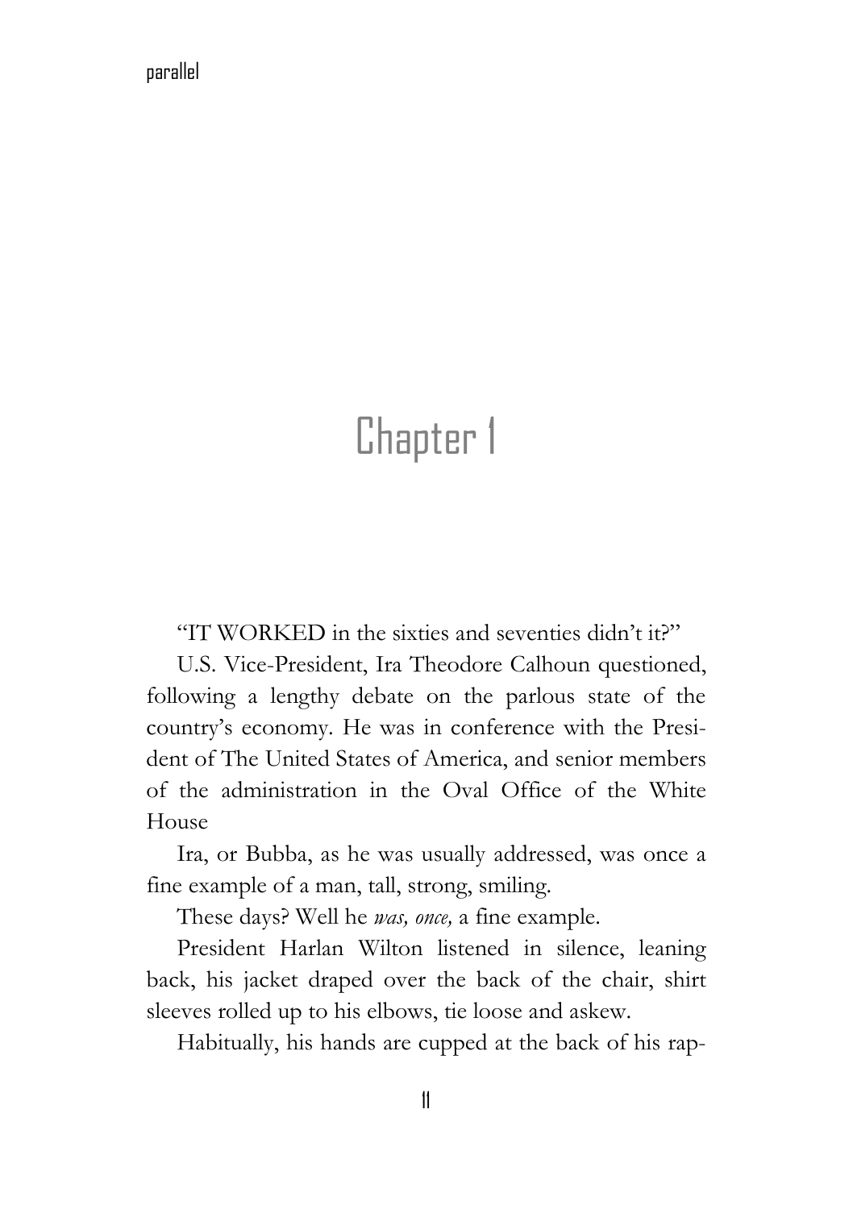# Chapter 1

"IT WORKED in the sixties and seventies didn't it?"

U.S. Vice-President, Ira Theodore Calhoun questioned, following a lengthy debate on the parlous state of the country's economy. He was in conference with the President of The United States of America, and senior members of the administration in the Oval Office of the White House

Ira, or Bubba, as he was usually addressed, was once a fine example of a man, tall, strong, smiling.

These days? Well he *was, once,* a fine example.

President Harlan Wilton listened in silence, leaning back, his jacket draped over the back of the chair, shirt sleeves rolled up to his elbows, tie loose and askew.

Habitually, his hands are cupped at the back of his rap-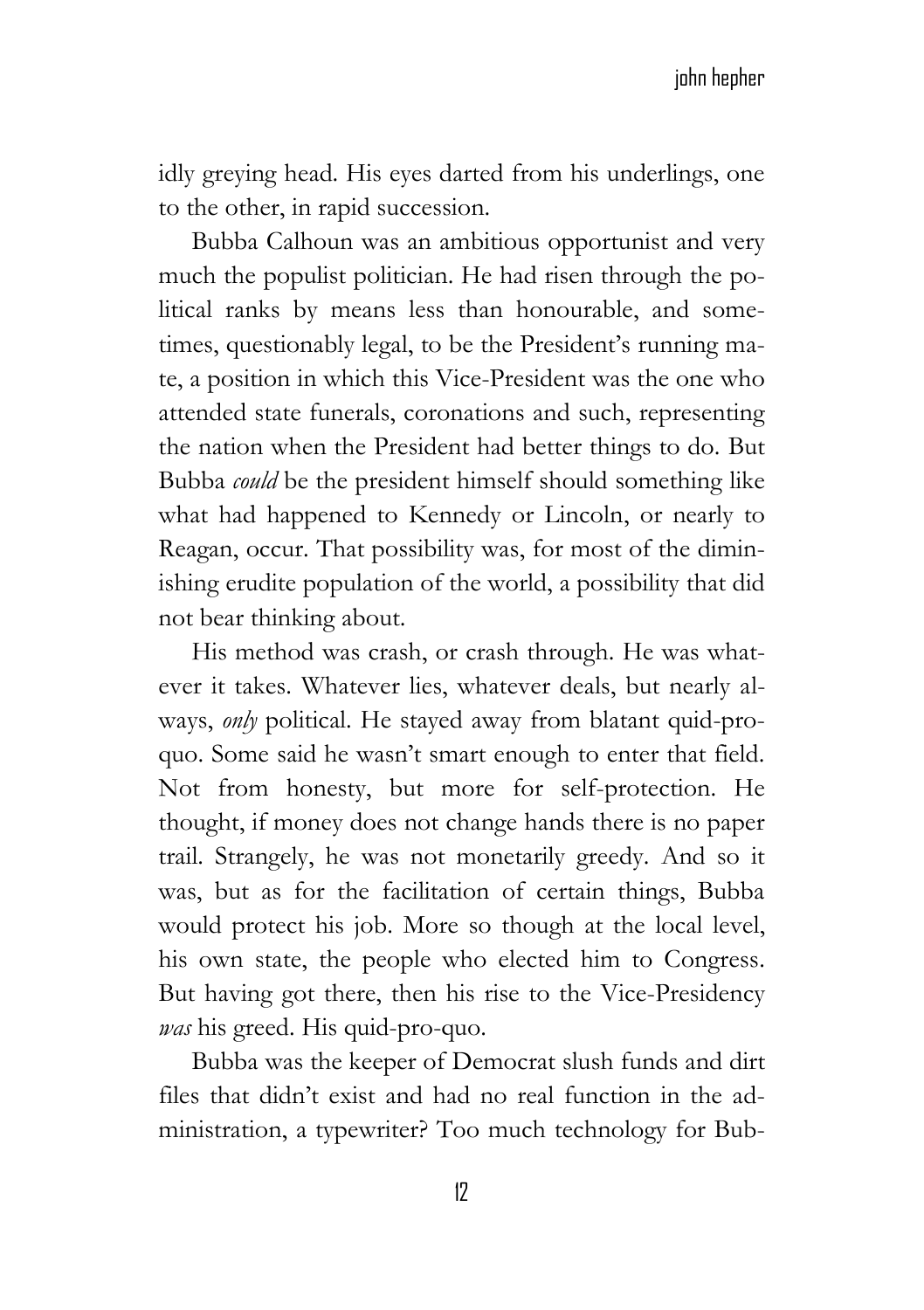idly greying head. His eyes darted from his underlings, one to the other, in rapid succession.

Bubba Calhoun was an ambitious opportunist and very much the populist politician. He had risen through the political ranks by means less than honourable, and sometimes, questionably legal, to be the President's running mate, a position in which this Vice-President was the one who attended state funerals, coronations and such, representing the nation when the President had better things to do. But Bubba *could* be the president himself should something like what had happened to Kennedy or Lincoln, or nearly to Reagan, occur. That possibility was, for most of the diminishing erudite population of the world, a possibility that did not bear thinking about.

His method was crash, or crash through. He was whatever it takes. Whatever lies, whatever deals, but nearly always, *only* political. He stayed away from blatant quid-pro-quo. Some said he wasn't smart enough to enter that field. Not from honesty, but more for self-protection. He thought, if money does not change hands there is no paper trail. Strangely, he was not monetarily greedy. And so it was, but as for the facilitation of certain things, Bubba would protect his job. More so though at the local level, his own state, the people who elected him to Congress. But having got there, then his rise to the Vice-Presidency *was* his greed. His quid-pro-quo.

Bubba was the keeper of Democrat slush funds and dirt files that didn't exist and had no real function in the administration, a typewriter? Too much technology for Bub-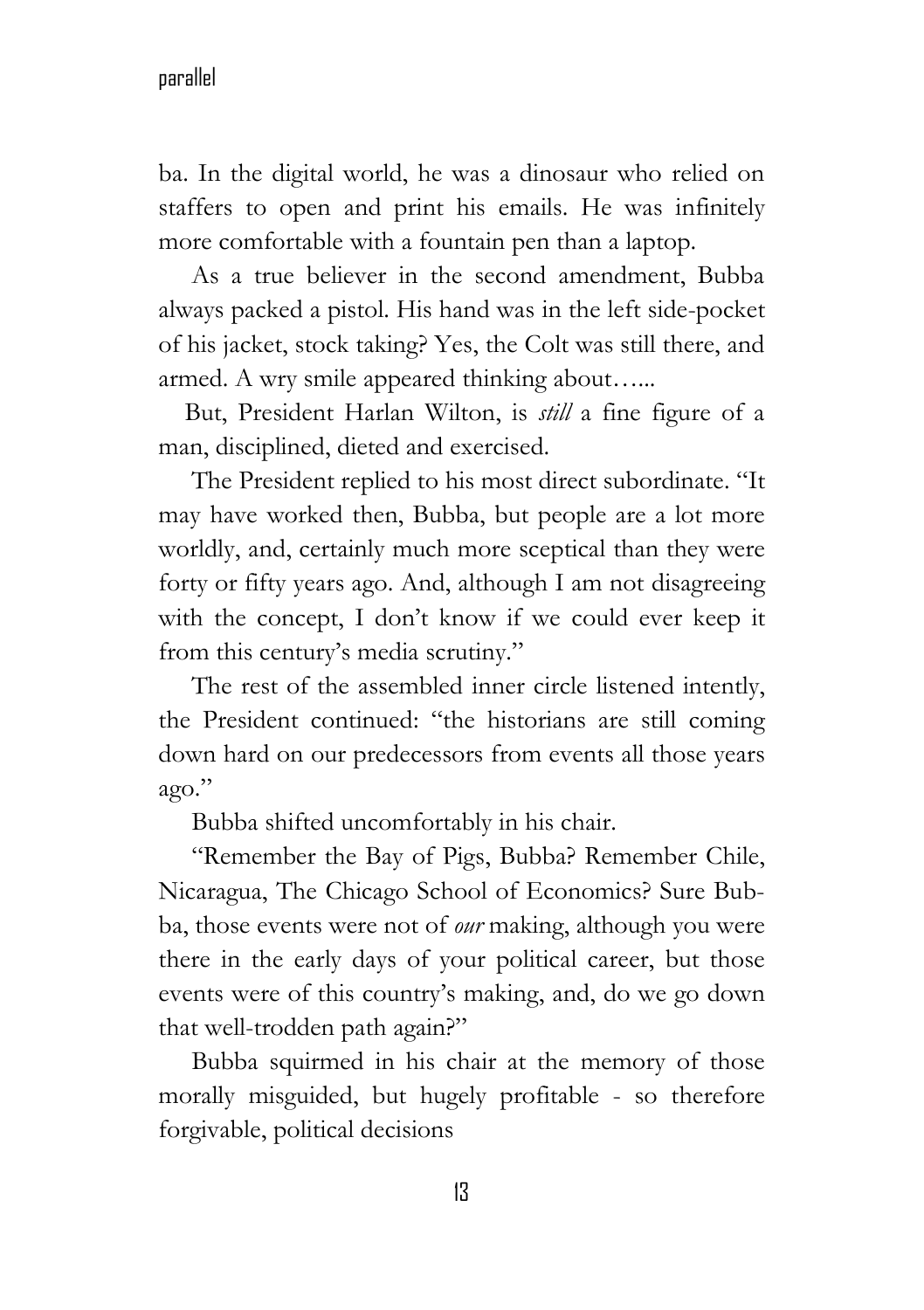ba. In the digital world, he was a dinosaur who relied on staffers to open and print his emails. He was infinitely more comfortable with a fountain pen than a laptop.

As a true believer in the second amendment, Bubba always packed a pistol. His hand was in the left side-pocket of his jacket, stock taking? Yes, the Colt was still there, and armed. A wry smile appeared thinking about…...

But, President Harlan Wilton, is *still* a fine figure of a man, disciplined, dieted and exercised.

The President replied to his most direct subordinate. "It may have worked then, Bubba, but people are a lot more worldly, and, certainly much more sceptical than they were forty or fifty years ago. And, although I am not disagreeing with the concept, I don't know if we could ever keep it from this century's media scrutiny."

The rest of the assembled inner circle listened intently, the President continued: "the historians are still coming down hard on our predecessors from events all those years ago."

Bubba shifted uncomfortably in his chair.

"Remember the Bay of Pigs, Bubba? Remember Chile, Nicaragua, The Chicago School of Economics? Sure Bubba, those events were not of *our* making, although you were there in the early days of your political career, but those events were of this country's making, and, do we go down that well-trodden path again?"

Bubba squirmed in his chair at the memory of those morally misguided, but hugely profitable - so therefore forgivable, political decisions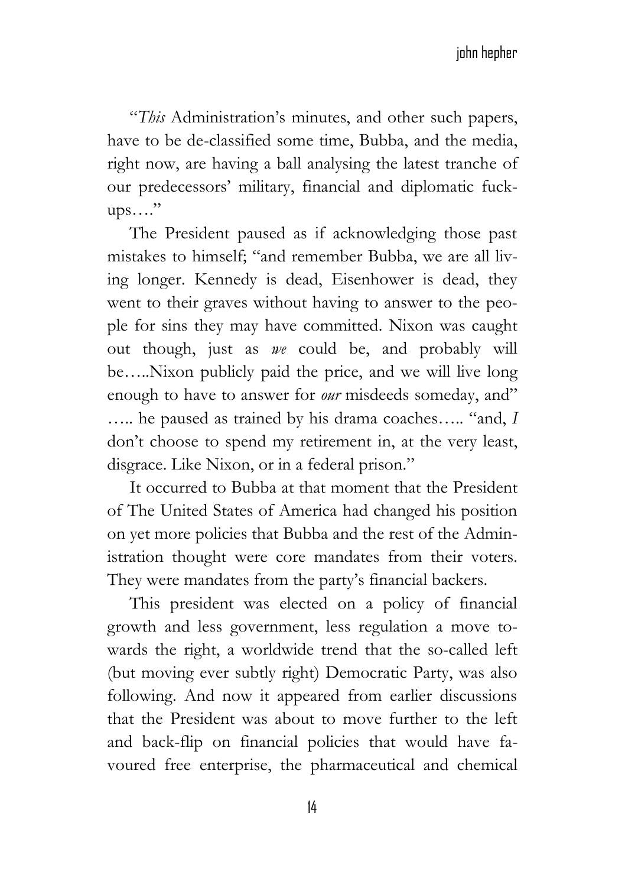"*This* Administration's minutes, and other such papers, have to be de-classified some time, Bubba, and the media, right now, are having a ball analysing the latest tranche of our predecessors' military, financial and diplomatic fuck-ups…."

The President paused as if acknowledging those past mistakes to himself; "and remember Bubba, we are all living longer. Kennedy is dead, Eisenhower is dead, they went to their graves without having to answer to the people for sins they may have committed. Nixon was caught out though, just as *we* could be, and probably will be…..Nixon publicly paid the price, and we will live long enough to have to answer for *our* misdeeds someday, and" ….. he paused as trained by his drama coaches….. "and, *I* don't choose to spend my retirement in, at the very least, disgrace. Like Nixon, or in a federal prison."

It occurred to Bubba at that moment that the President of The United States of America had changed his position on yet more policies that Bubba and the rest of the Administration thought were core mandates from their voters. They were mandates from the party's financial backers.

This president was elected on a policy of financial growth and less government, less regulation a move towards the right, a worldwide trend that the so-called left (but moving ever subtly right) Democratic Party, was also following. And now it appeared from earlier discussions that the President was about to move further to the left and back-flip on financial policies that would have favoured free enterprise, the pharmaceutical and chemical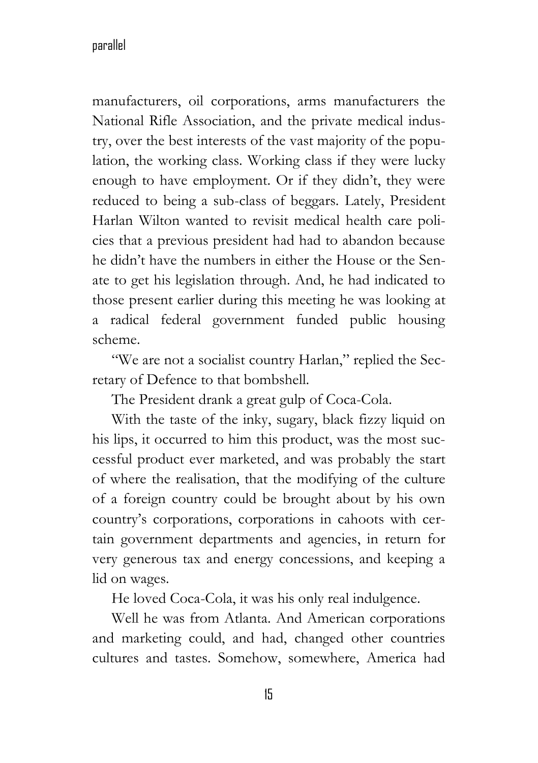manufacturers, oil corporations, arms manufacturers the National Rifle Association, and the private medical industry, over the best interests of the vast majority of the population, the working class. Working class if they were lucky enough to have employment. Or if they didn't, they were reduced to being a sub-class of beggars. Lately, President Harlan Wilton wanted to revisit medical health care policies that a previous president had had to abandon because he didn't have the numbers in either the House or the Senate to get his legislation through. And, he had indicated to those present earlier during this meeting he was looking at a radical federal government funded public housing scheme.

"We are not a socialist country Harlan," replied the Secretary of Defence to that bombshell.

The President drank a great gulp of Coca-Cola.

With the taste of the inky, sugary, black fizzy liquid on his lips, it occurred to him this product, was the most successful product ever marketed, and was probably the start of where the realisation, that the modifying of the culture of a foreign country could be brought about by his own country's corporations, corporations in cahoots with certain government departments and agencies, in return for very generous tax and energy concessions, and keeping a lid on wages.

He loved Coca-Cola, it was his only real indulgence.

Well he was from Atlanta. And American corporations and marketing could, and had, changed other countries cultures and tastes. Somehow, somewhere, America had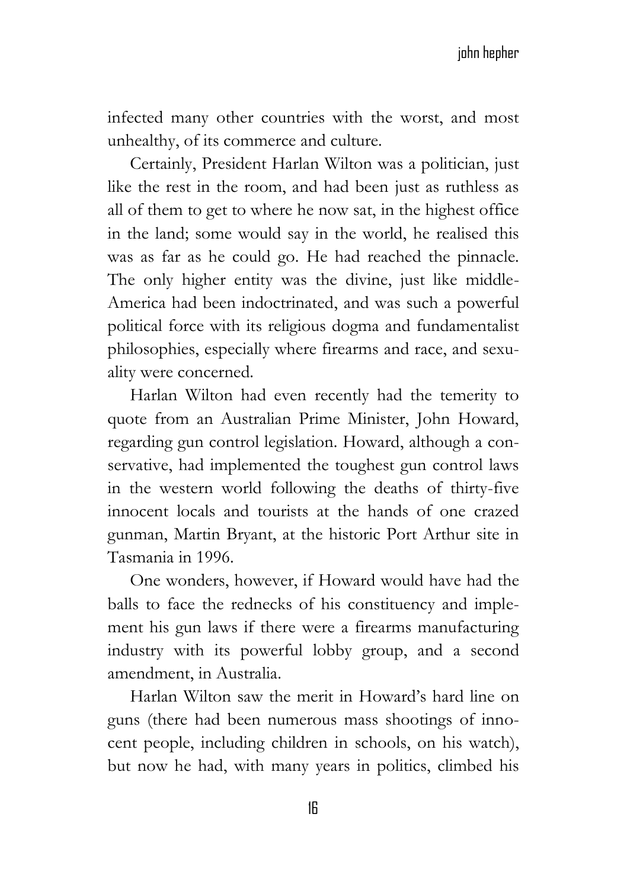infected many other countries with the worst, and most unhealthy, of its commerce and culture.

Certainly, President Harlan Wilton was a politician, just like the rest in the room, and had been just as ruthless as all of them to get to where he now sat, in the highest office in the land; some would say in the world, he realised this was as far as he could go. He had reached the pinnacle. The only higher entity was the divine, just like middle-America had been indoctrinated, and was such a powerful political force with its religious dogma and fundamentalist philosophies, especially where firearms and race, and sexuality were concerned.

Harlan Wilton had even recently had the temerity to quote from an Australian Prime Minister, John Howard, regarding gun control legislation. Howard, although a conservative, had implemented the toughest gun control laws in the western world following the deaths of thirty-five innocent locals and tourists at the hands of one crazed gunman, Martin Bryant, at the historic Port Arthur site in Tasmania in 1996.

One wonders, however, if Howard would have had the balls to face the rednecks of his constituency and implement his gun laws if there were a firearms manufacturing industry with its powerful lobby group, and a second amendment, in Australia.

Harlan Wilton saw the merit in Howard's hard line on guns (there had been numerous mass shootings of innocent people, including children in schools, on his watch), but now he had, with many years in politics, climbed his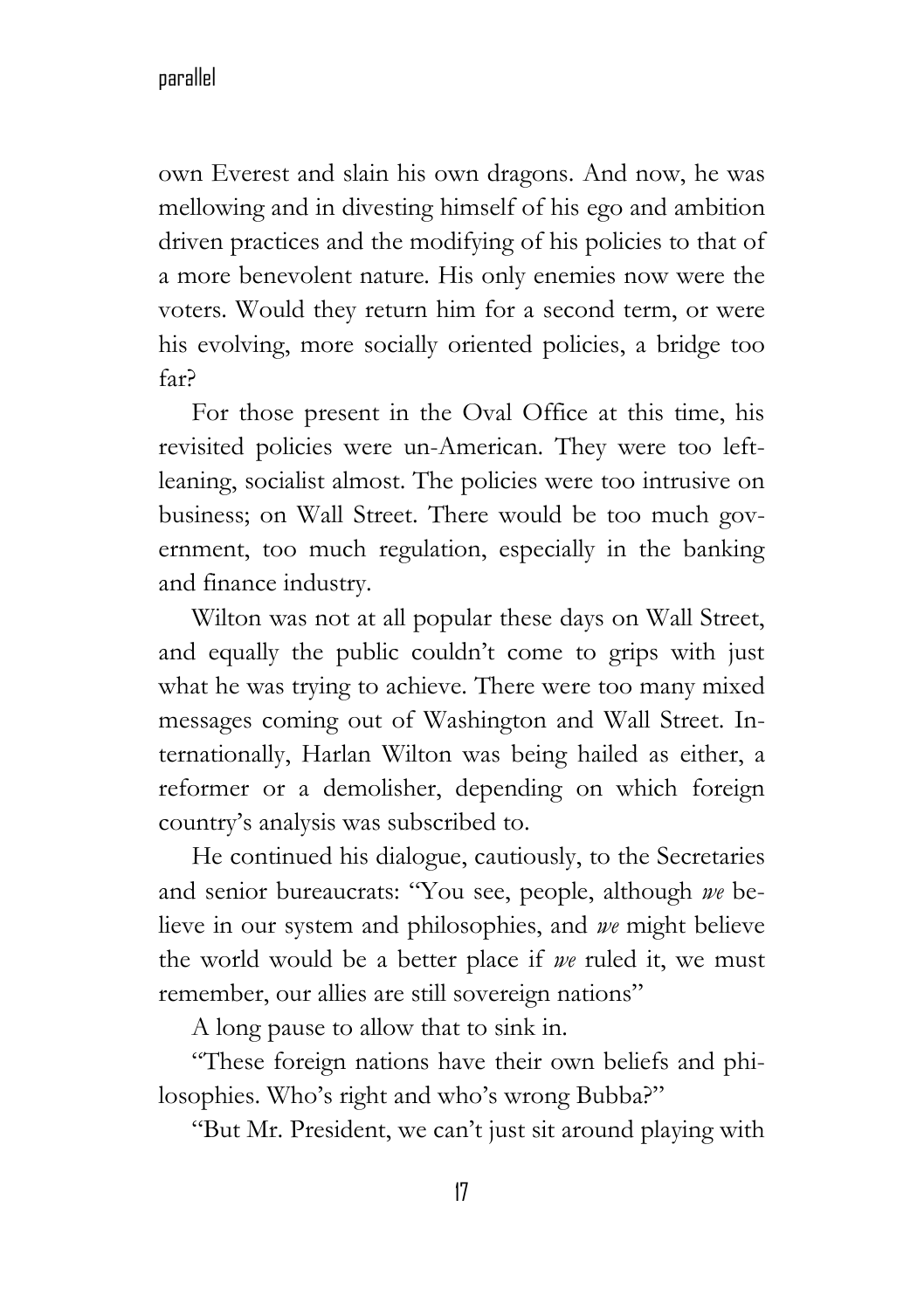own Everest and slain his own dragons. And now, he was mellowing and in divesting himself of his ego and ambition driven practices and the modifying of his policies to that of a more benevolent nature. His only enemies now were the voters. Would they return him for a second term, or were his evolving, more socially oriented policies, a bridge too far?

For those present in the Oval Office at this time, his revisited policies were un-American. They were too left-leaning, socialist almost. The policies were too intrusive on business; on Wall Street. There would be too much government, too much regulation, especially in the banking and finance industry.

Wilton was not at all popular these days on Wall Street, and equally the public couldn't come to grips with just what he was trying to achieve. There were too many mixed messages coming out of Washington and Wall Street. Internationally, Harlan Wilton was being hailed as either, a reformer or a demolisher, depending on which foreign country's analysis was subscribed to.

He continued his dialogue, cautiously, to the Secretaries and senior bureaucrats: "You see, people, although *we* believe in our system and philosophies, and *we* might believe the world would be a better place if *we* ruled it, we must remember, our allies are still sovereign nations"

A long pause to allow that to sink in.

"These foreign nations have their own beliefs and philosophies. Who's right and who's wrong Bubba?"

"But Mr. President, we can't just sit around playing with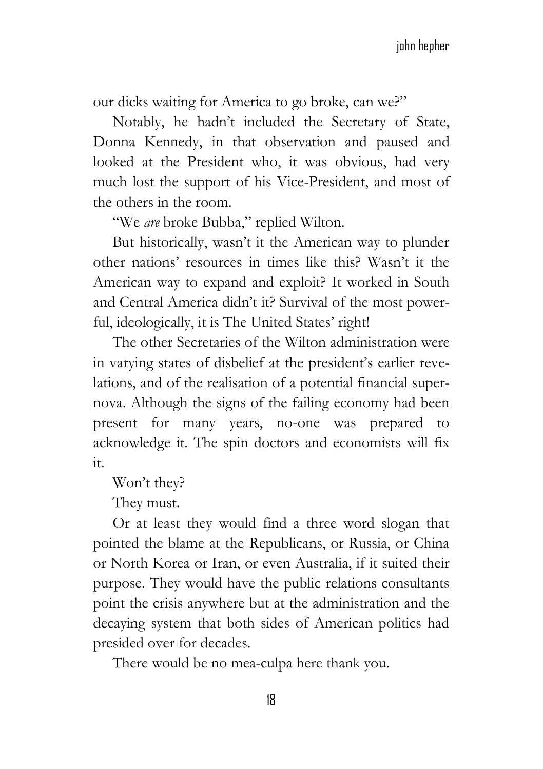our dicks waiting for America to go broke, can we?"

Notably, he hadn't included the Secretary of State, Donna Kennedy, in that observation and paused and looked at the President who, it was obvious, had very much lost the support of his Vice-President, and most of the others in the room.

"We *are* broke Bubba," replied Wilton.

But historically, wasn't it the American way to plunder other nations' resources in times like this? Wasn't it the American way to expand and exploit? It worked in South and Central America didn't it? Survival of the most powerful, ideologically, it is The United States' right!

The other Secretaries of the Wilton administration were in varying states of disbelief at the president's earlier revelations, and of the realisation of a potential financial supernova. Although the signs of the failing economy had been present for many years, no-one was prepared to acknowledge it. The spin doctors and economists will fix it.

Won't they?

They must.

Or at least they would find a three word slogan that pointed the blame at the Republicans, or Russia, or China or North Korea or Iran, or even Australia, if it suited their purpose. They would have the public relations consultants point the crisis anywhere but at the administration and the decaying system that both sides of American politics had presided over for decades.

There would be no mea-culpa here thank you.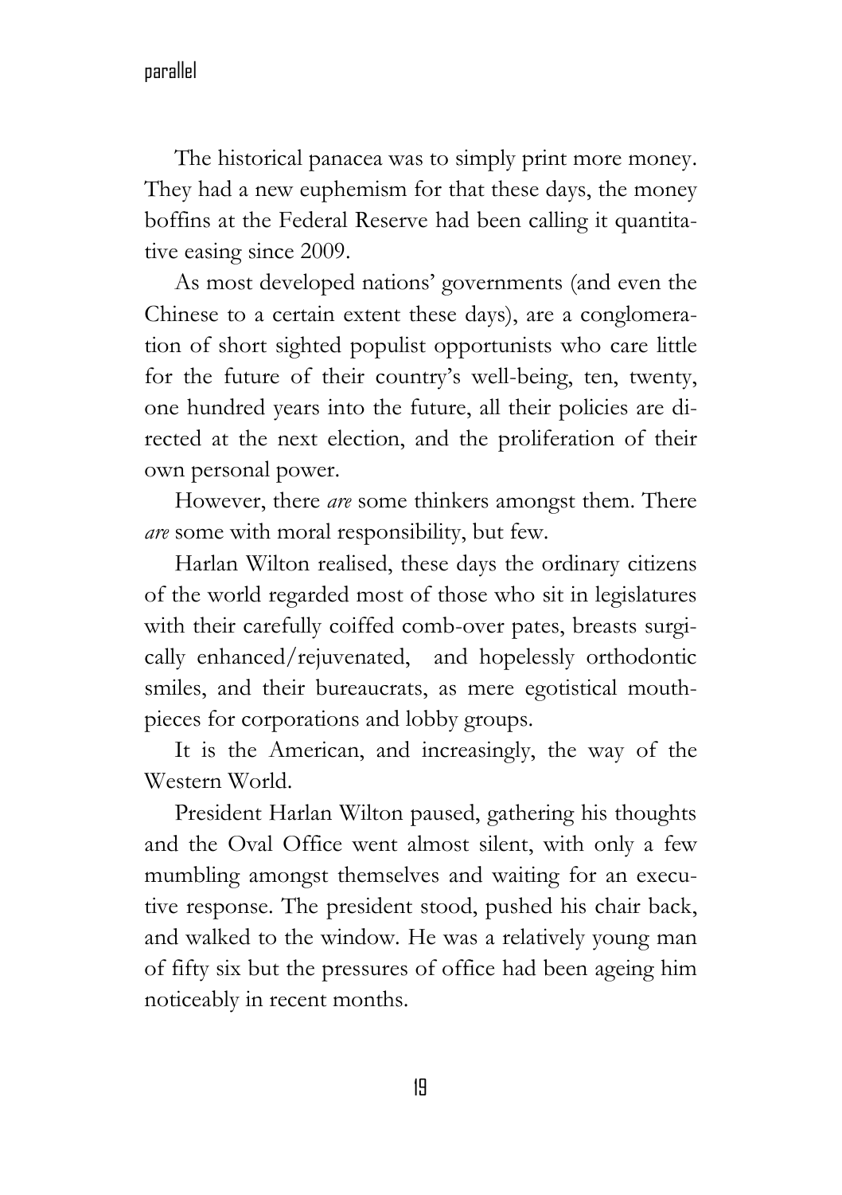The historical panacea was to simply print more money. They had a new euphemism for that these days, the money boffins at the Federal Reserve had been calling it quantitative easing since 2009.

As most developed nations' governments (and even the Chinese to a certain extent these days), are a conglomeration of short sighted populist opportunists who care little for the future of their country's well-being, ten, twenty, one hundred years into the future, all their policies are directed at the next election, and the proliferation of their own personal power.

However, there *are* some thinkers amongst them. There *are* some with moral responsibility, but few.

Harlan Wilton realised, these days the ordinary citizens of the world regarded most of those who sit in legislatures with their carefully coiffed comb-over pates, breasts surgically enhanced/rejuvenated, and hopelessly orthodontic smiles, and their bureaucrats, as mere egotistical mouthpieces for corporations and lobby groups.

It is the American, and increasingly, the way of the Western World.

President Harlan Wilton paused, gathering his thoughts and the Oval Office went almost silent, with only a few mumbling amongst themselves and waiting for an executive response. The president stood, pushed his chair back, and walked to the window. He was a relatively young man of fifty six but the pressures of office had been ageing him noticeably in recent months.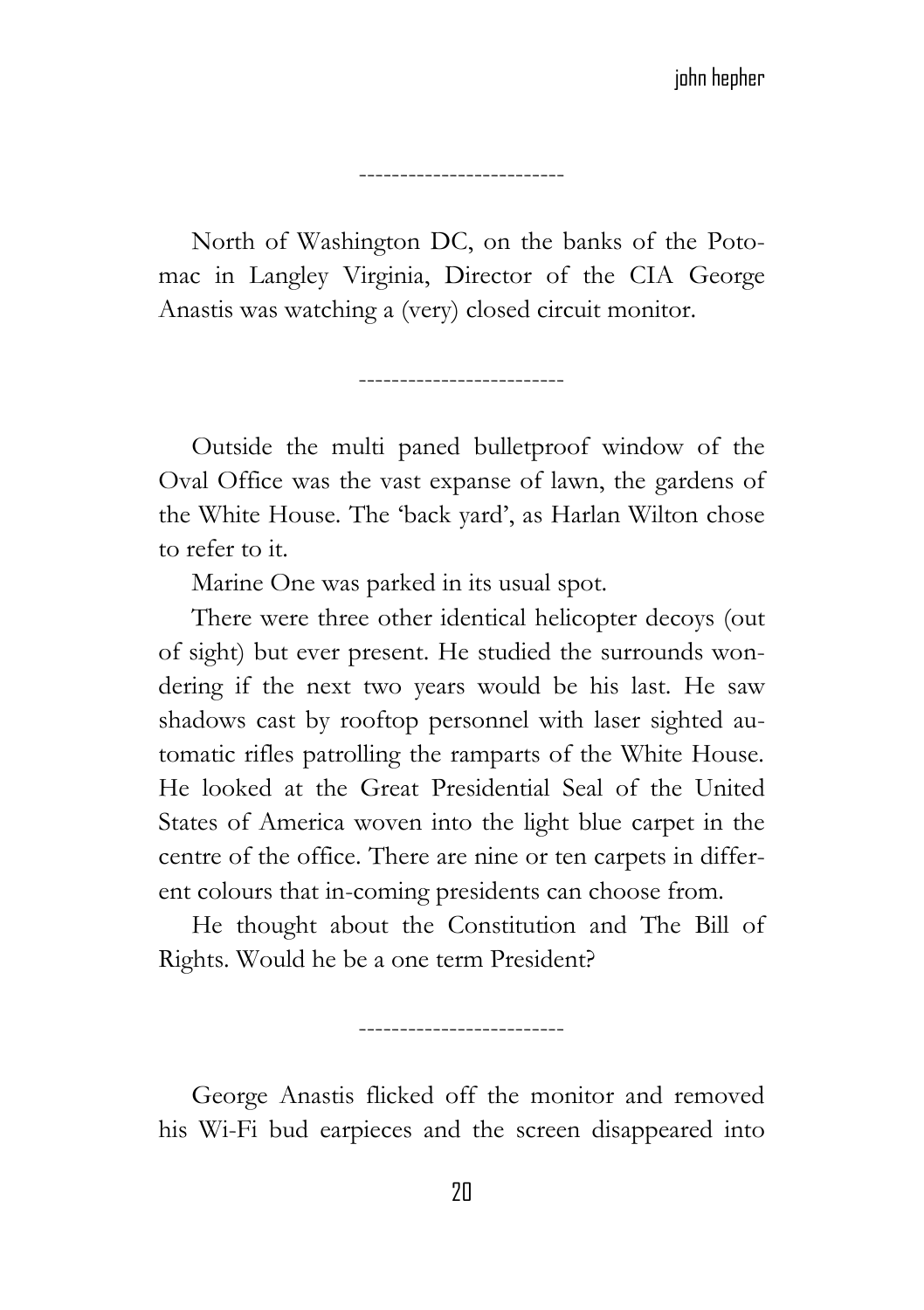-------------------------

North of Washington DC, on the banks of the Potomac in Langley Virginia, Director of the CIA George Anastis was watching a (very) closed circuit monitor.

-------------------------

Outside the multi paned bulletproof window of the Oval Office was the vast expanse of lawn, the gardens of the White House. The 'back yard', as Harlan Wilton chose to refer to it.

Marine One was parked in its usual spot.

There were three other identical helicopter decoys (out of sight) but ever present. He studied the surrounds wondering if the next two years would be his last. He saw shadows cast by rooftop personnel with laser sighted automatic rifles patrolling the ramparts of the White House. He looked at the Great Presidential Seal of the United States of America woven into the light blue carpet in the centre of the office. There are nine or ten carpets in different colours that in-coming presidents can choose from.

He thought about the Constitution and The Bill of Rights. Would he be a one term President?

-------------------------

George Anastis flicked off the monitor and removed his Wi-Fi bud earpieces and the screen disappeared into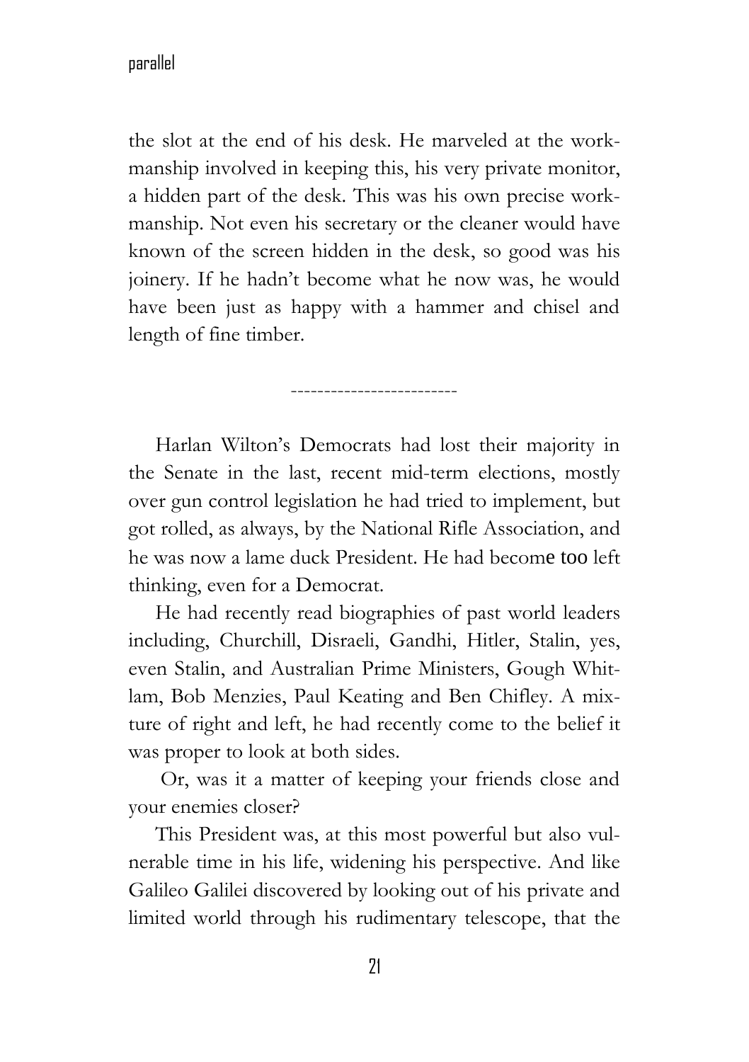the slot at the end of his desk. He marveled at the workmanship involved in keeping this, his very private monitor, a hidden part of the desk. This was his own precise workmanship. Not even his secretary or the cleaner would have known of the screen hidden in the desk, so good was his joinery. If he hadn't become what he now was, he would have been just as happy with a hammer and chisel and length of fine timber.

-------------------------

Harlan Wilton's Democrats had lost their majority in the Senate in the last, recent mid-term elections, mostly over gun control legislation he had tried to implement, but got rolled, as always, by the National Rifle Association, and he was now a lame duck President. He had become too left thinking, even for a Democrat.

He had recently read biographies of past world leaders including, Churchill, Disraeli, Gandhi, Hitler, Stalin, yes, even Stalin, and Australian Prime Ministers, Gough Whitlam, Bob Menzies, Paul Keating and Ben Chifley. A mixture of right and left, he had recently come to the belief it was proper to look at both sides.

Or, was it a matter of keeping your friends close and your enemies closer?

This President was, at this most powerful but also vulnerable time in his life, widening his perspective. And like Galileo Galilei discovered by looking out of his private and limited world through his rudimentary telescope, that the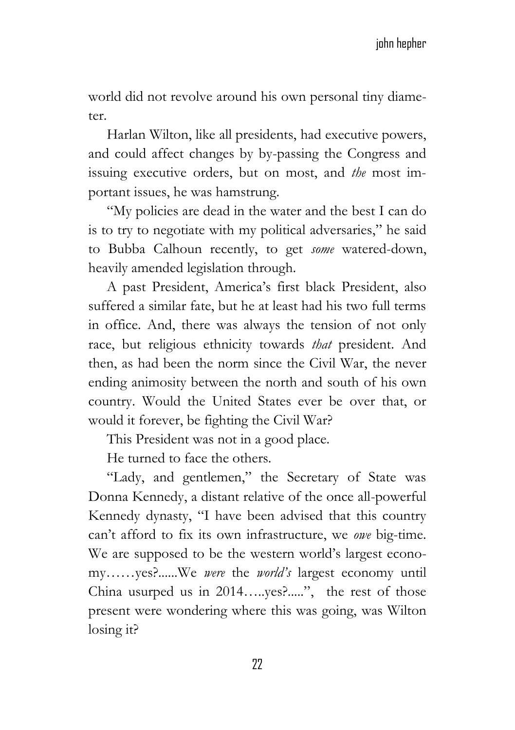world did not revolve around his own personal tiny diameter.

Harlan Wilton, like all presidents, had executive powers, and could affect changes by by-passing the Congress and issuing executive orders, but on most, and *the* most important issues, he was hamstrung.

"My policies are dead in the water and the best I can do is to try to negotiate with my political adversaries," he said to Bubba Calhoun recently, to get *some* watered-down, heavily amended legislation through.

A past President, America's first black President, also suffered a similar fate, but he at least had his two full terms in office. And, there was always the tension of not only race, but religious ethnicity towards *that* president. And then, as had been the norm since the Civil War, the never ending animosity between the north and south of his own country. Would the United States ever be over that, or would it forever, be fighting the Civil War?

This President was not in a good place.

He turned to face the others.

"Lady, and gentlemen," the Secretary of State was Donna Kennedy, a distant relative of the once all-powerful Kennedy dynasty, "I have been advised that this country can't afford to fix its own infrastructure, we *owe* big-time. We are supposed to be the western world's largest economy……yes?......We *were* the *world's* largest economy until China usurped us in 2014…..yes?.....", the rest of those present were wondering where this was going, was Wilton losing it?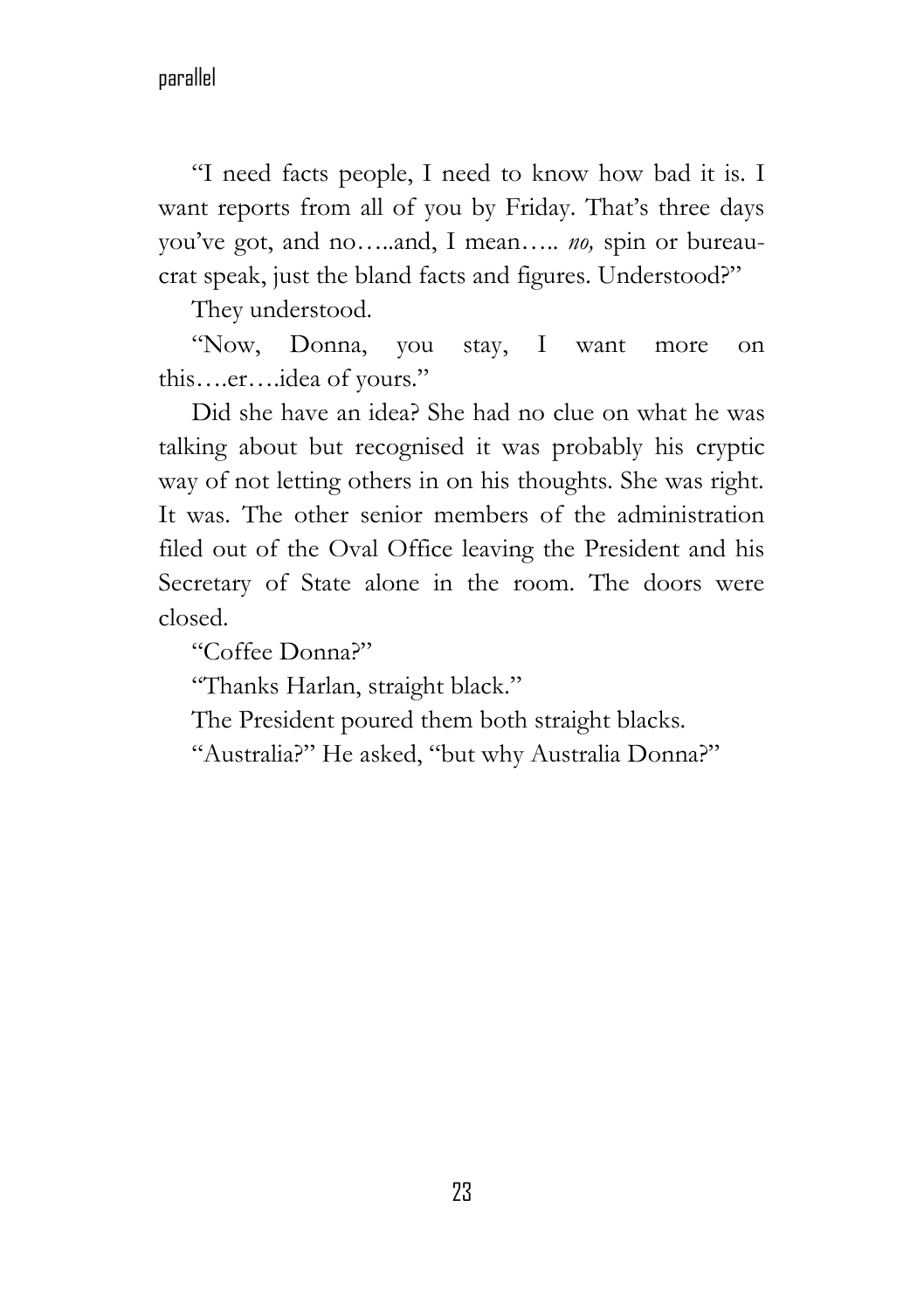"I need facts people, I need to know how bad it is. I want reports from all of you by Friday. That's three days you've got, and no…..and, I mean….. *no,* spin or bureaucrat speak, just the bland facts and figures. Understood?"

They understood.

"Now, Donna, you stay, I want more on this….er….idea of yours."

Did she have an idea? She had no clue on what he was talking about but recognised it was probably his cryptic way of not letting others in on his thoughts. She was right. It was. The other senior members of the administration filed out of the Oval Office leaving the President and his Secretary of State alone in the room. The doors were closed.

"Coffee Donna?"

"Thanks Harlan, straight black."

The President poured them both straight blacks.

"Australia?" He asked, "but why Australia Donna?"